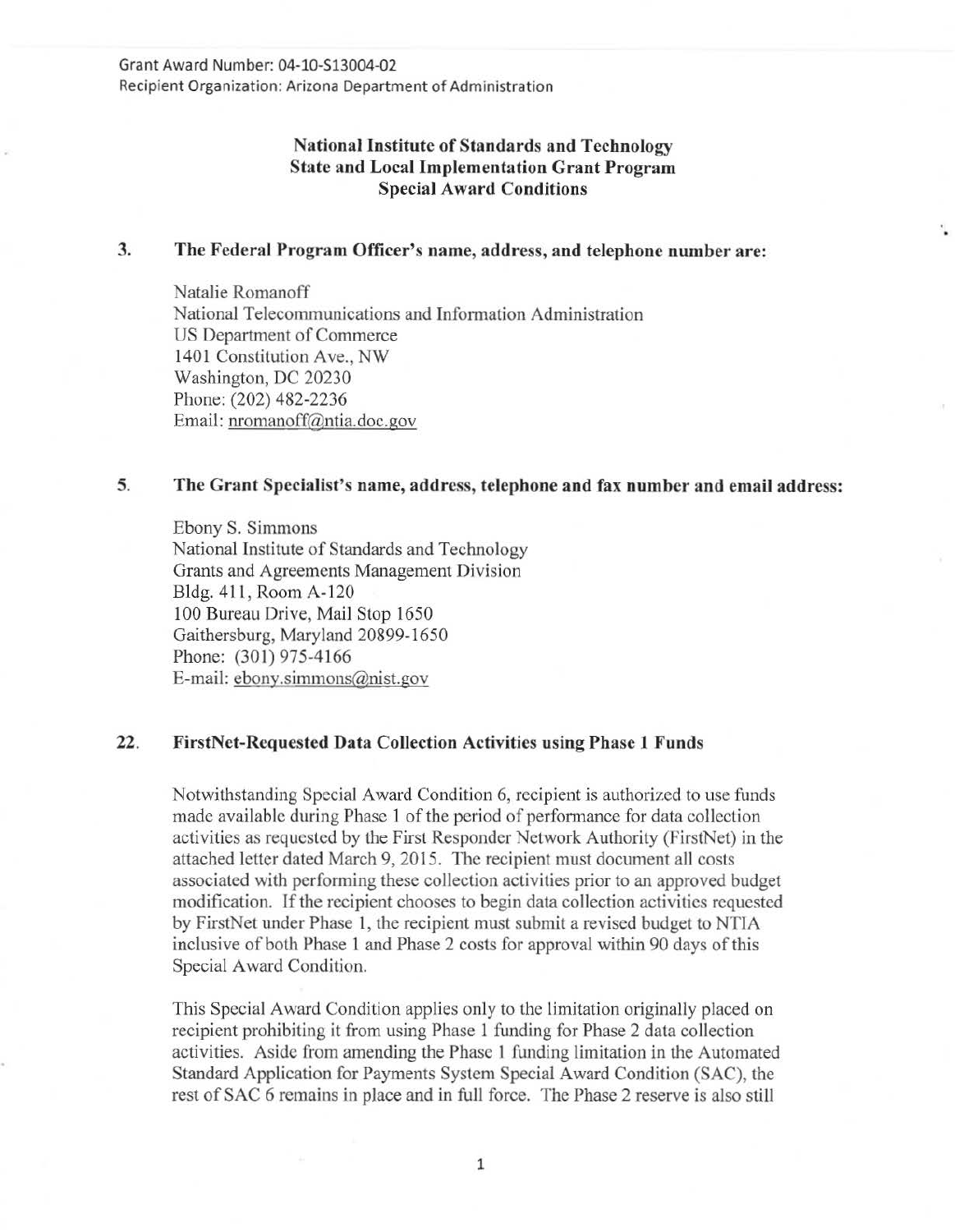Grant Award Number: 04-10-S13004-02
Recipient Organization: Arizona Department of Administration

# National Institute of Standards and Technology
## State and Local Implementation Grant Program
## Special Award Conditions

**3. The Federal Program Officer's name, address, and telephone number are:**

Natalie Romanoff
National Telecommunications and Information Administration
US Department of Commerce
1401 Constitution Ave., NW
Washington, DC 20230
Phone: (202) 482-2236
Email: nromanoff@ntia.doc.gov

**5. The Grant Specialist's name, address, telephone and fax number and email address:**

Ebony S. Simmons
National Institute of Standards and Technology
Grants and Agreements Management Division
Bldg. 411, Room A-120
100 Bureau Drive, Mail Stop 1650
Gaithersburg, Maryland 20899-1650
Phone: (301) 975-4166
E-mail: ebony.simmons@nist.gov

**22. FirstNet-Requested Data Collection Activities using Phase 1 Funds**

Notwithstanding Special Award Condition 6, recipient is authorized to use funds made available during Phase 1 of the period of performance for data collection activities as requested by the First Responder Network Authority (FirstNet) in the attached letter dated March 9, 2015. The recipient must document all costs associated with performing these collection activities prior to an approved budget modification. If the recipient chooses to begin data collection activities requested by FirstNet under Phase 1, the recipient must submit a revised budget to NTIA inclusive of both Phase 1 and Phase 2 costs for approval within 90 days of this Special Award Condition.

This Special Award Condition applies only to the limitation originally placed on recipient prohibiting it from using Phase 1 funding for Phase 2 data collection activities. Aside from amending the Phase 1 funding limitation in the Automated Standard Application for Payments System Special Award Condition (SAC), the rest of SAC 6 remains in place and in full force. The Phase 2 reserve is also still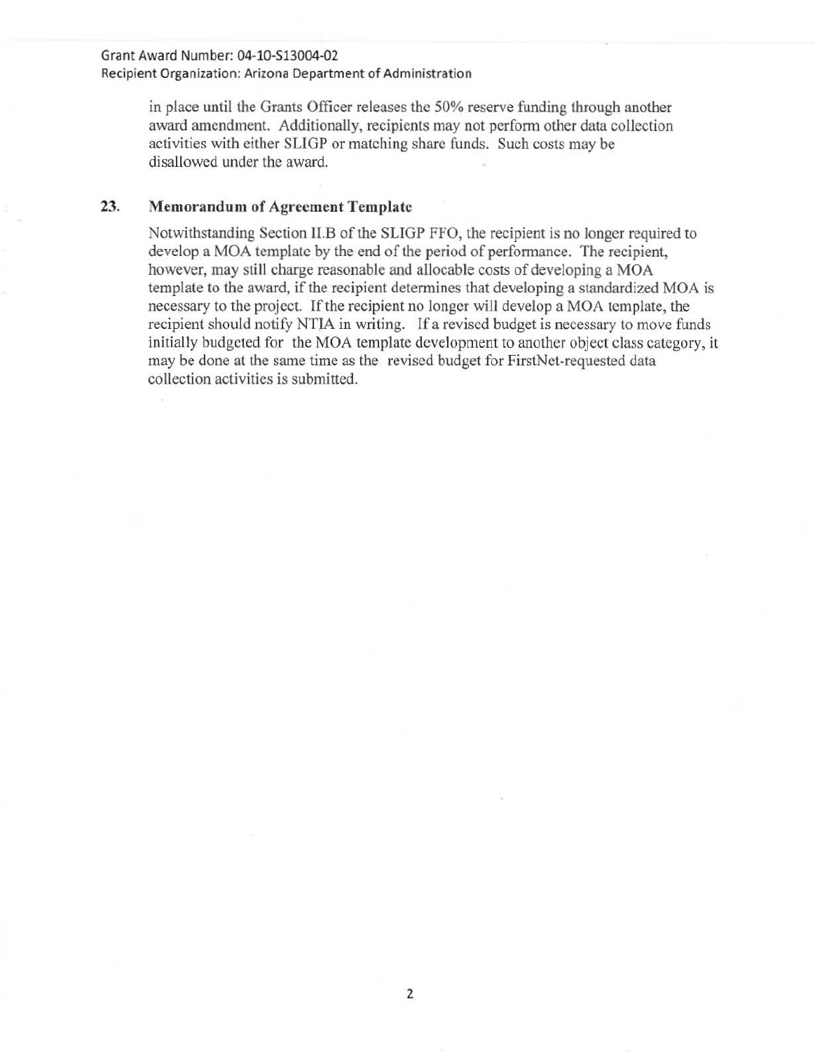in place until the Grants Officer releases the 50% reserve funding through another award amendment. Additionally, recipients may not perform other data collection activities with either SLIGP or matching share funds. Such costs may be disallowed under the award.

## 23. Memorandum of Agreement Template

Notwithstanding Section II.B of the SLIGP FFO, the recipient is no longer required to develop a MOA template by the end of the period of performance. The recipient, however, may still charge reasonable and allocable costs of developing a MOA template to the award, if the recipient determines that developing a standardized MOA is necessary to the project. If the recipient no longer will develop a MOA template, the recipient should notify NTIA in writing. If a revised budget is necessary to move funds initially budgeted for the MOA template development to another object class category, it may be done at the same time as the revised budget for FirstNet-requested data collection activities is submitted.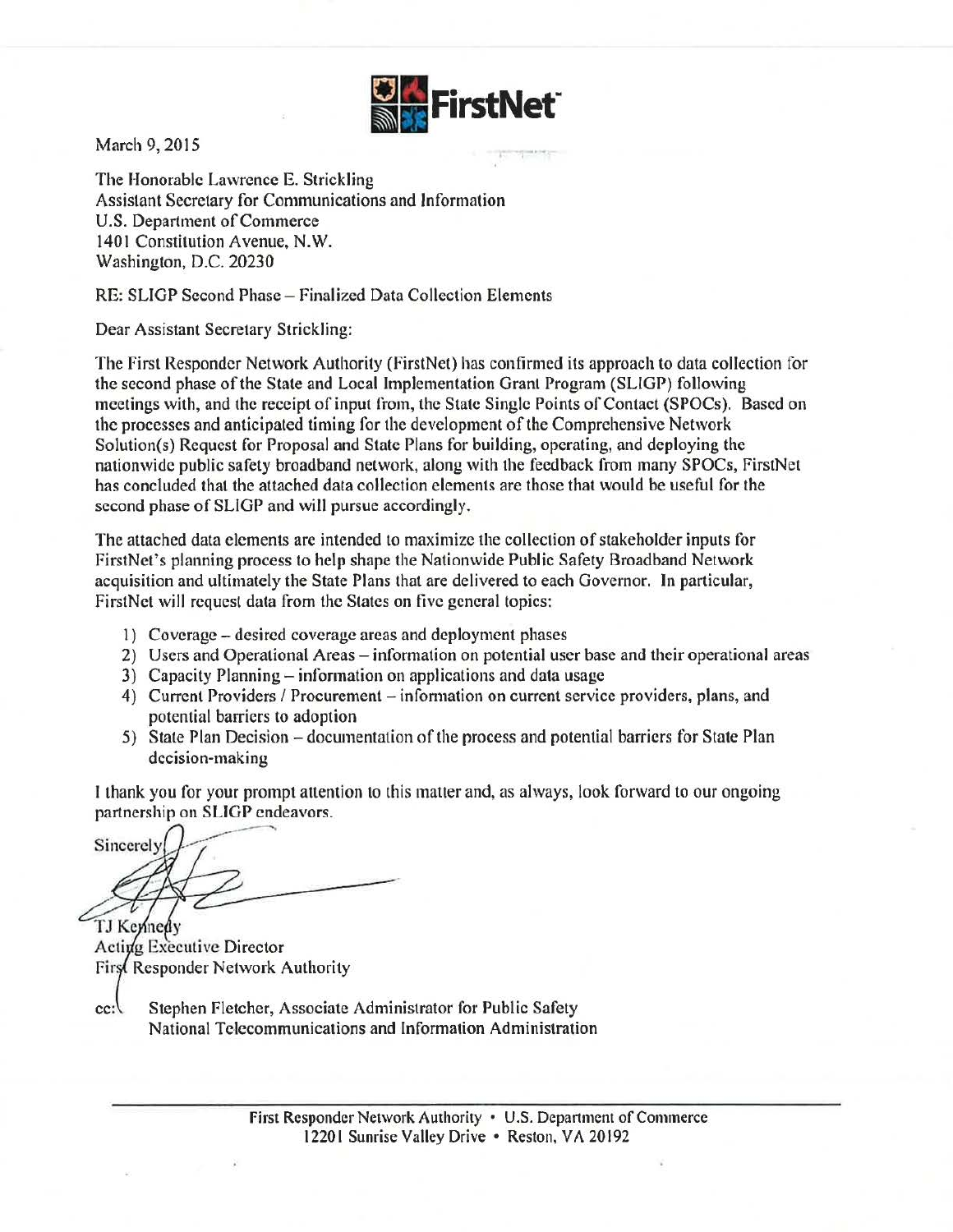FirstNet

March 9, 2015

The Honorable Lawrence E. Strickling
Assistant Secretary for Communications and Information
U.S. Department of Commerce
1401 Constitution Avenue, N.W.
Washington, D.C. 20230

RE: SLIGP Second Phase – Finalized Data Collection Elements

Dear Assistant Secretary Strickling:

The First Responder Network Authority (FirstNet) has confirmed its approach to data collection for the second phase of the State and Local Implementation Grant Program (SLIGP) following meetings with, and the receipt of input from, the State Single Points of Contact (SPOCs). Based on the processes and anticipated timing for the development of the Comprehensive Network Solution(s) Request for Proposal and State Plans for building, operating, and deploying the nationwide public safety broadband network, along with the feedback from many SPOCs, FirstNet has concluded that the attached data collection elements are those that would be useful for the second phase of SLIGP and will pursue accordingly.

The attached data elements are intended to maximize the collection of stakeholder inputs for FirstNet's planning process to help shape the Nationwide Public Safety Broadband Network acquisition and ultimately the State Plans that are delivered to each Governor. In particular, FirstNet will request data from the States on five general topics:

1) Coverage – desired coverage areas and deployment phases
2) Users and Operational Areas – information on potential user base and their operational areas
3) Capacity Planning – information on applications and data usage
4) Current Providers / Procurement – information on current service providers, plans, and potential barriers to adoption
5) State Plan Decision – documentation of the process and potential barriers for State Plan decision-making

I thank you for your prompt attention to this matter and, as always, look forward to our ongoing partnership on SLIGP endeavors.

Sincerely,

TJ Kennedy
Acting Executive Director
First Responder Network Authority

cc: Stephen Fletcher, Associate Administrator for Public Safety
National Telecommunications and Information Administration

First Responder Network Authority • U.S. Department of Commerce
12201 Sunrise Valley Drive • Reston, VA 20192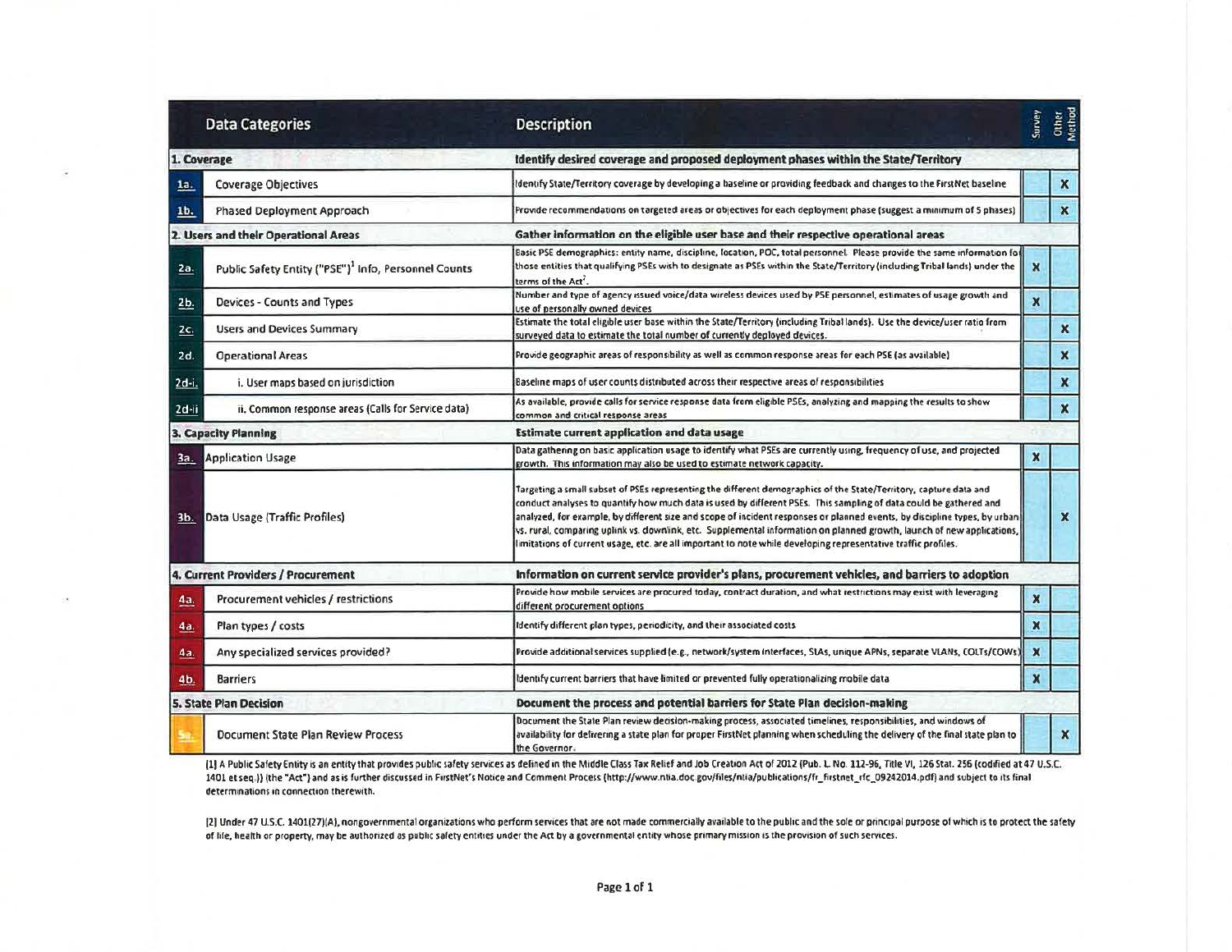| | Data Categories | Description | Survey | Other Method |
|---|---|---|---|---|
| **1. Coverage** | | **Identify desired coverage and proposed deployment phases within the State/Territory** | | |
| 1a. | Coverage Objectives | Identify State/Territory coverage by developing a baseline or providing feedback and changes to the FirstNet baseline | | X |
| 1b. | Phased Deployment Approach | Provide recommendations on targeted areas or objectives for each deployment phase (suggest a minimum of 5 phases) | | X |
| **2. Users and their Operational Areas** | | **Gather information on the eligible user base and their respective operational areas** | | |
| 2a. | Public Safety Entity ("PSE")[1] Info, Personnel Counts | Basic PSE demographics: entity name, discipline, location, POC, total personnel. Please provide the same information for those entities that qualifying PSEs wish to designate as PSEs within the State/Territory (including Tribal lands) under the terms of the Act[2]. | X | |
| 2b. | Devices - Counts and Types | Number and type of agency issued voice/data wireless devices used by PSE personnel, estimates of usage growth and use of personally owned devices | X | |
| 2c. | Users and Devices Summary | Estimate the total eligible user base within the State/Territory (including Tribal lands). Use the device/user ratio from surveyed data to estimate the total number of currently deployed devices. | | X |
| 2d. | Operational Areas | Provide geographic areas of responsibility as well as common response areas for each PSE (as available) | | X |
| 2d-i. | i. User maps based on jurisdiction | Baseline maps of user counts distributed across their respective areas of responsibilities | | X |
| 2d-ii | ii. Common response areas (Calls for Service data) | As available, provide calls for service response data from eligible PSEs, analyzing and mapping the results to show common and critical response areas | | X |
| **3. Capacity Planning** | | **Estimate current application and data usage** | | |
| 3a. | Application Usage | Data gathering on basic application usage to identify what PSEs are currently using, frequency of use, and projected growth. This information may also be used to estimate network capacity. | X | |
| 3b. | Data Usage (Traffic Profiles) | Targeting a small subset of PSEs representing the different demographics of the State/Territory, capture data and conduct analyses to quantify how much data is used by different PSEs. This sampling of data could be gathered and analyzed, for example, by different size and scope of incident responses or planned events, by discipline types, by urban vs. rural, comparing uplink vs. downlink, etc. Supplemental information on planned growth, launch of new applications, limitations of current usage, etc. are all important to note while developing representative traffic profiles. | | X |
| **4. Current Providers / Procurement** | | **Information on current service provider's plans, procurement vehicles, and barriers to adoption** | | |
| 4a. | Procurement vehicles / restrictions | Provide how mobile services are procured today, contract duration, and what restrictions may exist with leveraging different procurement options | X | |
| 4a. | Plan types / costs | Identify different plan types, periodicity, and their associated costs | X | |
| 4a. | Any specialized services provided? | Provide additional services supplied (e.g., network/system interfaces, SLAs, unique APNs, separate VLANs, COLTs/COWs) | X | |
| 4b. | Barriers | Identify current barriers that have limited or prevented fully operationalizing mobile data | X | |
| **5. State Plan Decision** | | **Document the process and potential barriers for State Plan decision-making** | | |
| 5a. | Document State Plan Review Process | Document the State Plan review decision-making process, associated timelines, responsibilities, and windows of availability for delivering a state plan for proper FirstNet planning when scheduling the delivery of the final state plan to the Governor. | | X |

[1] A Public Safety Entity is an entity that provides public safety services as defined in the Middle Class Tax Relief and Job Creation Act of 2012 (Pub. L. No. 112-96, Title VI, 126 Stat. 256 (codified at 47 U.S.C. 1401 et seq.)) (the "Act") and as is further discussed in FirstNet's Notice and Comment Process (http://www.ntia.doc.gov/files/ntia/publications/fr_firstnet_rfc_09242014.pdf) and subject to its final determinations in connection therewith.

[2] Under 47 U.S.C. 1401(27)(A), nongovernmental organizations who perform services that are not made commercially available to the public and the sole or principal purpose of which is to protect the safety of life, health or property, may be authorized as public safety entities under the Act by a governmental entity whose primary mission is the provision of such services.